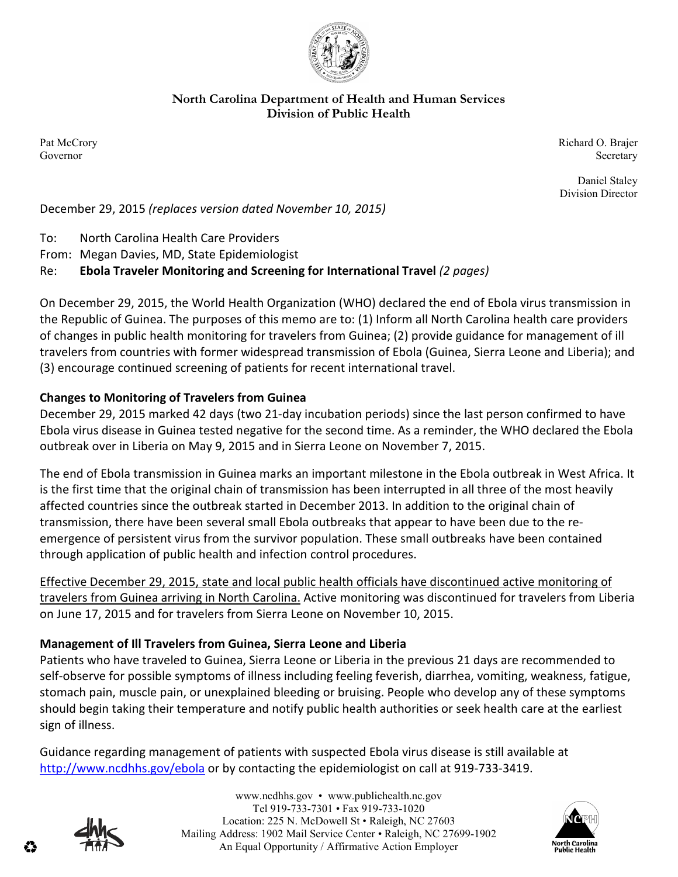**North Carolina Department of Health and Human Services**
**Division of Public Health**

Pat McCrory
Governor

Richard O. Brajer
Secretary

Daniel Staley
Division Director

December 29, 2015 *(replaces version dated November 10, 2015)*

To: North Carolina Health Care Providers
From: Megan Davies, MD, State Epidemiologist
Re: **Ebola Traveler Monitoring and Screening for International Travel** *(2 pages)*

On December 29, 2015, the World Health Organization (WHO) declared the end of Ebola virus transmission in the Republic of Guinea. The purposes of this memo are to: (1) Inform all North Carolina health care providers of changes in public health monitoring for travelers from Guinea; (2) provide guidance for management of ill travelers from countries with former widespread transmission of Ebola (Guinea, Sierra Leone and Liberia); and (3) encourage continued screening of patients for recent international travel.

**Changes to Monitoring of Travelers from Guinea**

December 29, 2015 marked 42 days (two 21-day incubation periods) since the last person confirmed to have Ebola virus disease in Guinea tested negative for the second time. As a reminder, the WHO declared the Ebola outbreak over in Liberia on May 9, 2015 and in Sierra Leone on November 7, 2015.

The end of Ebola transmission in Guinea marks an important milestone in the Ebola outbreak in West Africa. It is the first time that the original chain of transmission has been interrupted in all three of the most heavily affected countries since the outbreak started in December 2013. In addition to the original chain of transmission, there have been several small Ebola outbreaks that appear to have been due to the re-emergence of persistent virus from the survivor population. These small outbreaks have been contained through application of public health and infection control procedures.

Effective December 29, 2015, state and local public health officials have discontinued active monitoring of travelers from Guinea arriving in North Carolina. Active monitoring was discontinued for travelers from Liberia on June 17, 2015 and for travelers from Sierra Leone on November 10, 2015.

**Management of Ill Travelers from Guinea, Sierra Leone and Liberia**

Patients who have traveled to Guinea, Sierra Leone or Liberia in the previous 21 days are recommended to self-observe for possible symptoms of illness including feeling feverish, diarrhea, vomiting, weakness, fatigue, stomach pain, muscle pain, or unexplained bleeding or bruising. People who develop any of these symptoms should begin taking their temperature and notify public health authorities or seek health care at the earliest sign of illness.

Guidance regarding management of patients with suspected Ebola virus disease is still available at http://www.ncdhhs.gov/ebola or by contacting the epidemiologist on call at 919-733-3419.

www.ncdhhs.gov • www.publichealth.nc.gov
Tel 919-733-7301 • Fax 919-733-1020
Location: 225 N. McDowell St • Raleigh, NC 27603
Mailing Address: 1902 Mail Service Center • Raleigh, NC 27699-1902
An Equal Opportunity / Affirmative Action Employer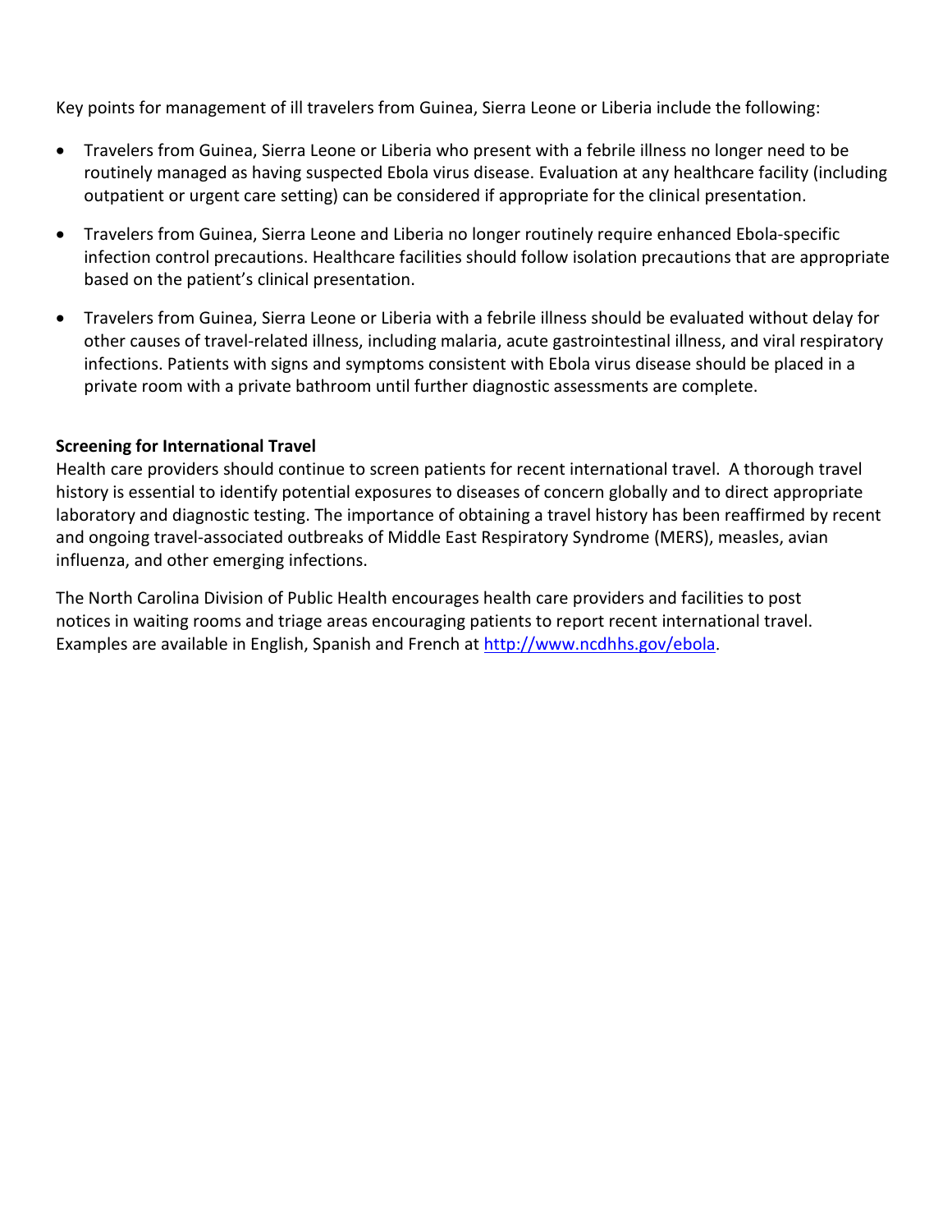Key points for management of ill travelers from Guinea, Sierra Leone or Liberia include the following:

- Travelers from Guinea, Sierra Leone or Liberia who present with a febrile illness no longer need to be routinely managed as having suspected Ebola virus disease. Evaluation at any healthcare facility (including outpatient or urgent care setting) can be considered if appropriate for the clinical presentation.
- Travelers from Guinea, Sierra Leone and Liberia no longer routinely require enhanced Ebola-specific infection control precautions. Healthcare facilities should follow isolation precautions that are appropriate based on the patient's clinical presentation.
- Travelers from Guinea, Sierra Leone or Liberia with a febrile illness should be evaluated without delay for other causes of travel-related illness, including malaria, acute gastrointestinal illness, and viral respiratory infections. Patients with signs and symptoms consistent with Ebola virus disease should be placed in a private room with a private bathroom until further diagnostic assessments are complete.

**Screening for International Travel**

Health care providers should continue to screen patients for recent international travel. A thorough travel history is essential to identify potential exposures to diseases of concern globally and to direct appropriate laboratory and diagnostic testing. The importance of obtaining a travel history has been reaffirmed by recent and ongoing travel-associated outbreaks of Middle East Respiratory Syndrome (MERS), measles, avian influenza, and other emerging infections.

The North Carolina Division of Public Health encourages health care providers and facilities to post notices in waiting rooms and triage areas encouraging patients to report recent international travel. Examples are available in English, Spanish and French at [http://www.ncdhhs.gov/ebola](http://www.ncdhhs.gov/ebola).